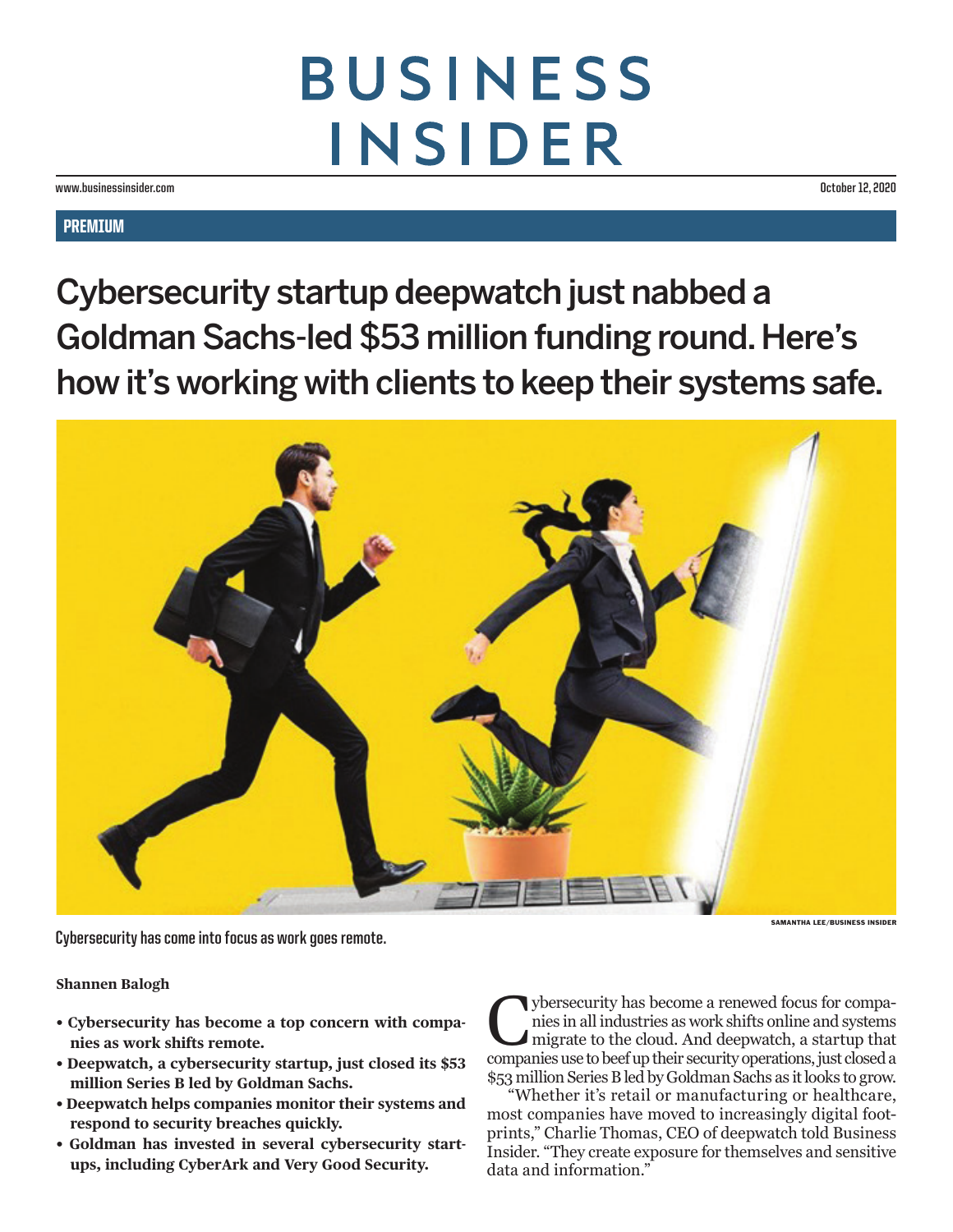# BUSINESS INSIDER

www.businessinsider.com

October 12, 2020

**PREMIUM**

# Cybersecurity startup deepwatch just nabbed a Goldman Sachs-led $53 million funding round. Here's how it's working with clients to keep their systems safe.

SAMANTHA LEE/BUSINESS INSIDER

Cybersecurity has come into focus as work goes remote.

**Shannen Balogh**

- **Cybersecurity has become a top concern with companies as work shifts remote.**
- **Deepwatch, a cybersecurity startup, just closed its $53 million Series B led by Goldman Sachs.**
- **Deepwatch helps companies monitor their systems and respond to security breaches quickly.**
- **Goldman has invested in several cybersecurity startups, including CyberArk and Very Good Security.**

Cybersecurity has become a renewed focus for companies in all industries as work shifts online and systems migrate to the cloud. And deepwatch, a startup that companies use to beef up their security operations, just closed a $53 million Series B led by Goldman Sachs as it looks to grow.

"Whether it's retail or manufacturing or healthcare, most companies have moved to increasingly digital footprints," Charlie Thomas, CEO of deepwatch told Business Insider. "They create exposure for themselves and sensitive data and information."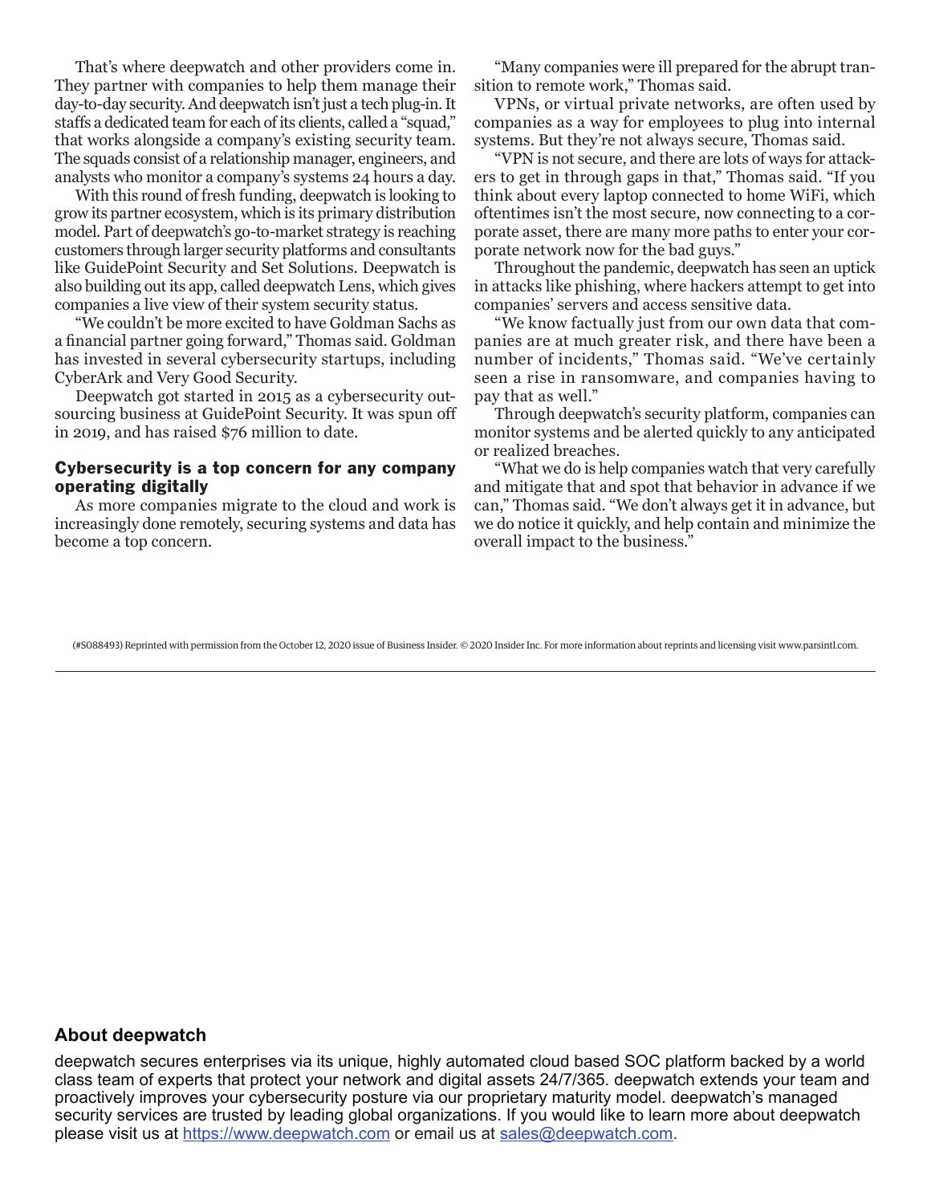That's where deepwatch and other providers come in. They partner with companies to help them manage their day-to-day security. And deepwatch isn't just a tech plug-in. It staffs a dedicated team for each of its clients, called a "squad," that works alongside a company's existing security team. The squads consist of a relationship manager, engineers, and analysts who monitor a company's systems 24 hours a day.

With this round of fresh funding, deepwatch is looking to grow its partner ecosystem, which is its primary distribution model. Part of deepwatch's go-to-market strategy is reaching customers through larger security platforms and consultants like GuidePoint Security and Set Solutions. Deepwatch is also building out its app, called deepwatch Lens, which gives companies a live view of their system security status.

"We couldn't be more excited to have Goldman Sachs as a financial partner going forward," Thomas said. Goldman has invested in several cybersecurity startups, including CyberArk and Very Good Security.

Deepwatch got started in 2015 as a cybersecurity outsourcing business at GuidePoint Security. It was spun off in 2019, and has raised $76 million to date.

### Cybersecurity is a top concern for any company operating digitally

As more companies migrate to the cloud and work is increasingly done remotely, securing systems and data has become a top concern.

"Many companies were ill prepared for the abrupt transition to remote work," Thomas said.

VPNs, or virtual private networks, are often used by companies as a way for employees to plug into internal systems. But they're not always secure, Thomas said.

"VPN is not secure, and there are lots of ways for attackers to get in through gaps in that," Thomas said. "If you think about every laptop connected to home WiFi, which oftentimes isn't the most secure, now connecting to a corporate asset, there are many more paths to enter your corporate network now for the bad guys."

Throughout the pandemic, deepwatch has seen an uptick in attacks like phishing, where hackers attempt to get into companies' servers and access sensitive data.

"We know factually just from our own data that companies are at much greater risk, and there have been a number of incidents," Thomas said. "We've certainly seen a rise in ransomware, and companies having to pay that as well."

Through deepwatch's security platform, companies can monitor systems and be alerted quickly to any anticipated or realized breaches.

"What we do is help companies watch that very carefully and mitigate that and spot that behavior in advance if we can," Thomas said. "We don't always get it in advance, but we do notice it quickly, and help contain and minimize the overall impact to the business."

(#S088493) Reprinted with permission from the October 12, 2020 issue of Business Insider. © 2020 Insider Inc. For more information about reprints and licensing visit www.parsintl.com.

## About deepwatch

deepwatch secures enterprises via its unique, highly automated cloud based SOC platform backed by a world class team of experts that protect your network and digital assets 24/7/365. deepwatch extends your team and proactively improves your cybersecurity posture via our proprietary maturity model. deepwatch's managed security services are trusted by leading global organizations. If you would like to learn more about deepwatch please visit us at https://www.deepwatch.com or email us at sales@deepwatch.com.